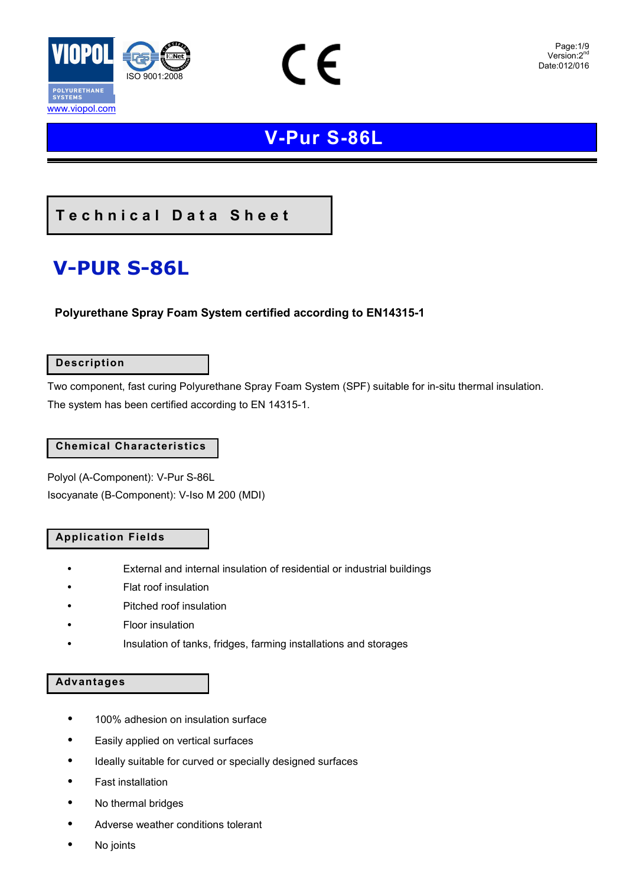# V-Pur S-86L

## Technical Data Sheet

# V-PUR S-86L

**Polyurethane Spray Foam System certified according to EN14315-1**

## Description

Two component, fast curing Polyurethane Spray Foam System (SPF) suitable for in-situ thermal insulation.

The system has been certified according to EN 14315-1.

## Chemical Characteristics

Polyol (A-Component): V-Pur S-86L

Isocyanate (B-Component): V-Iso M 200 (MDI)

## Application Fields

- External and internal insulation of residential or industrial buildings
- Flat roof insulation
- Pitched roof insulation
- Floor insulation
- Insulation of tanks, fridges, farming installations and storages

## Advantages

- 100% adhesion on insulation surface
- Easily applied on vertical surfaces
- Ideally suitable for curved or specially designed surfaces
- Fast installation
- No thermal bridges
- Adverse weather conditions tolerant
- No joints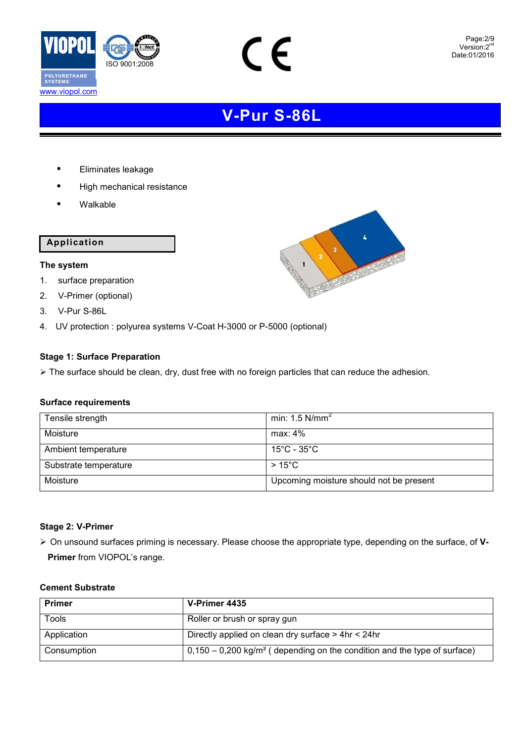# V-Pur S-86L

- Eliminates leakage
- High mechanical resistance
- Walkable

## Application

### The system

1. surface preparation
2. V-Primer (optional)
3. V-Pur S-86L
4. UV protection : polyurea systems V-Coat H-3000 or P-5000 (optional)

### Stage 1: Surface Preparation

➢ The surface should be clean, dry, dust free with no foreign particles that can reduce the adhesion.

### Surface requirements

| Tensile strength | min: 1.5 N/mm$^2$ |
|---|---|
| Moisture | max: 4% |
| Ambient temperature | 15°C - 35°C |
| Substrate temperature | > 15°C |
| Moisture | Upcoming moisture should not be present |

### Stage 2: V-Primer

➢ On unsound surfaces priming is necessary. Please choose the appropriate type, depending on the surface, of **V-Primer** from VIOPOL's range.

### Cement Substrate

| **Primer** | **V-Primer 4435** |
|---|---|
| Tools | Roller or brush or spray gun |
| Application | Directly applied on clean dry surface > 4hr < 24hr |
| Consumption | 0,150 – 0,200 kg/m² ( depending on the condition and the type of surface) |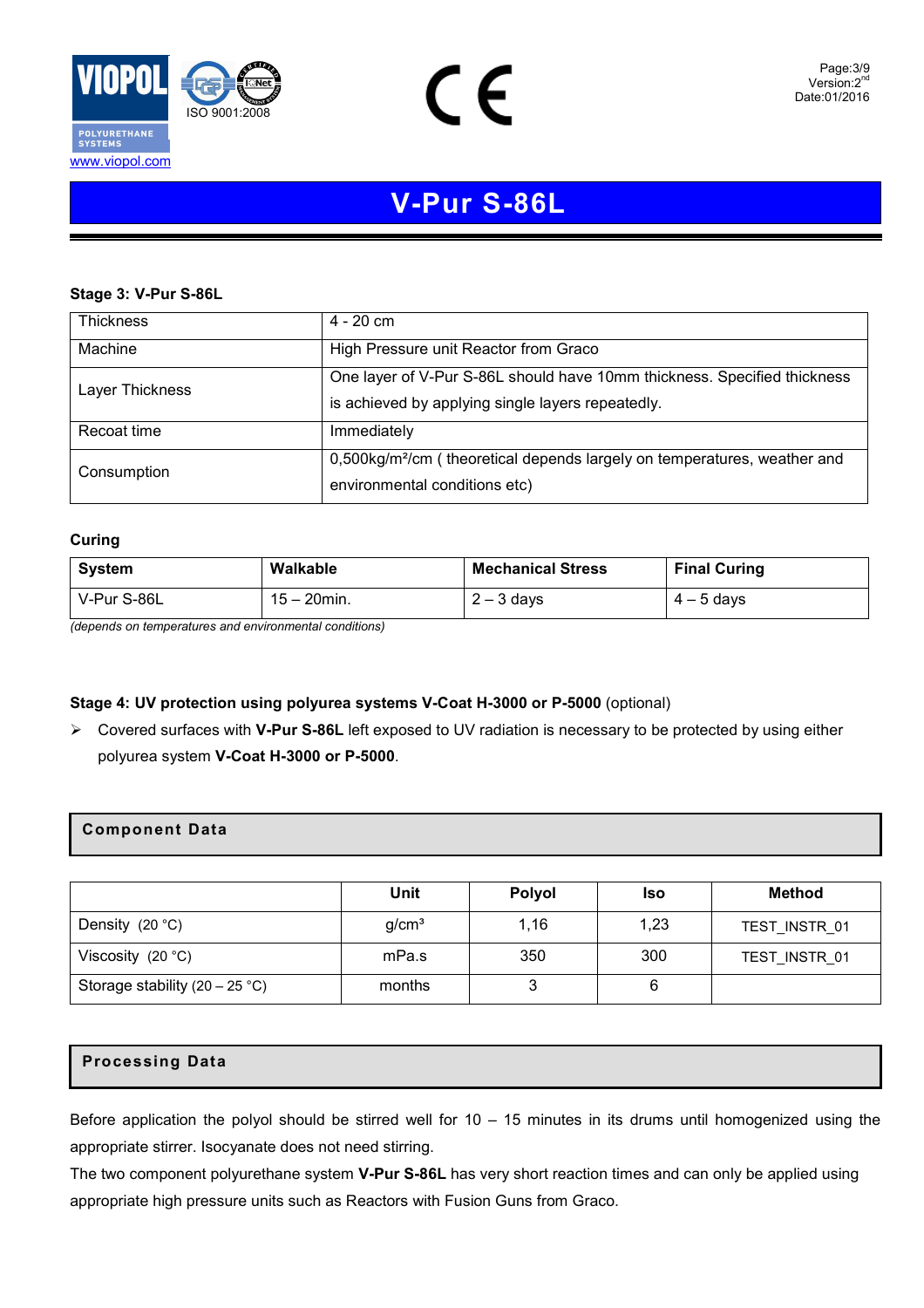# V-Pur S-86L

**Stage 3: V-Pur S-86L**

| | |
|---|---|
| Thickness | 4 - 20 cm |
| Machine | High Pressure unit Reactor from Graco |
| Layer Thickness | One layer of V-Pur S-86L should have 10mm thickness. Specified thickness is achieved by applying single layers repeatedly. |
| Recoat time | Immediately |
| Consumption | 0,500kg/m²/cm ( theoretical depends largely on temperatures, weather and environmental conditions etc) |

**Curing**

| System | Walkable | Mechanical Stress | Final Curing |
|---|---|---|---|
| V-Pur S-86L | 15 – 20min. | 2 – 3 days | 4 – 5 days |

*(depends on temperatures and environmental conditions)*

**Stage 4: UV protection using polyurea systems V-Coat H-3000 or P-5000** (optional)

- Covered surfaces with **V-Pur S-86L** left exposed to UV radiation is necessary to be protected by using either polyurea system **V-Coat H-3000 or P-5000**.

## Component Data

| | Unit | Polyol | Iso | Method |
|---|---|---|---|---|
| Density (20 °C) | g/cm³ | 1,16 | 1,23 | TEST_INSTR_01 |
| Viscosity (20 °C) | mPa.s | 350 | 300 | TEST_INSTR_01 |
| Storage stability (20 – 25 °C) | months | 3 | 6 | |

## Processing Data

Before application the polyol should be stirred well for 10 – 15 minutes in its drums until homogenized using the appropriate stirrer. Isocyanate does not need stirring.

The two component polyurethane system **V-Pur S-86L** has very short reaction times and can only be applied using appropriate high pressure units such as Reactors with Fusion Guns from Graco.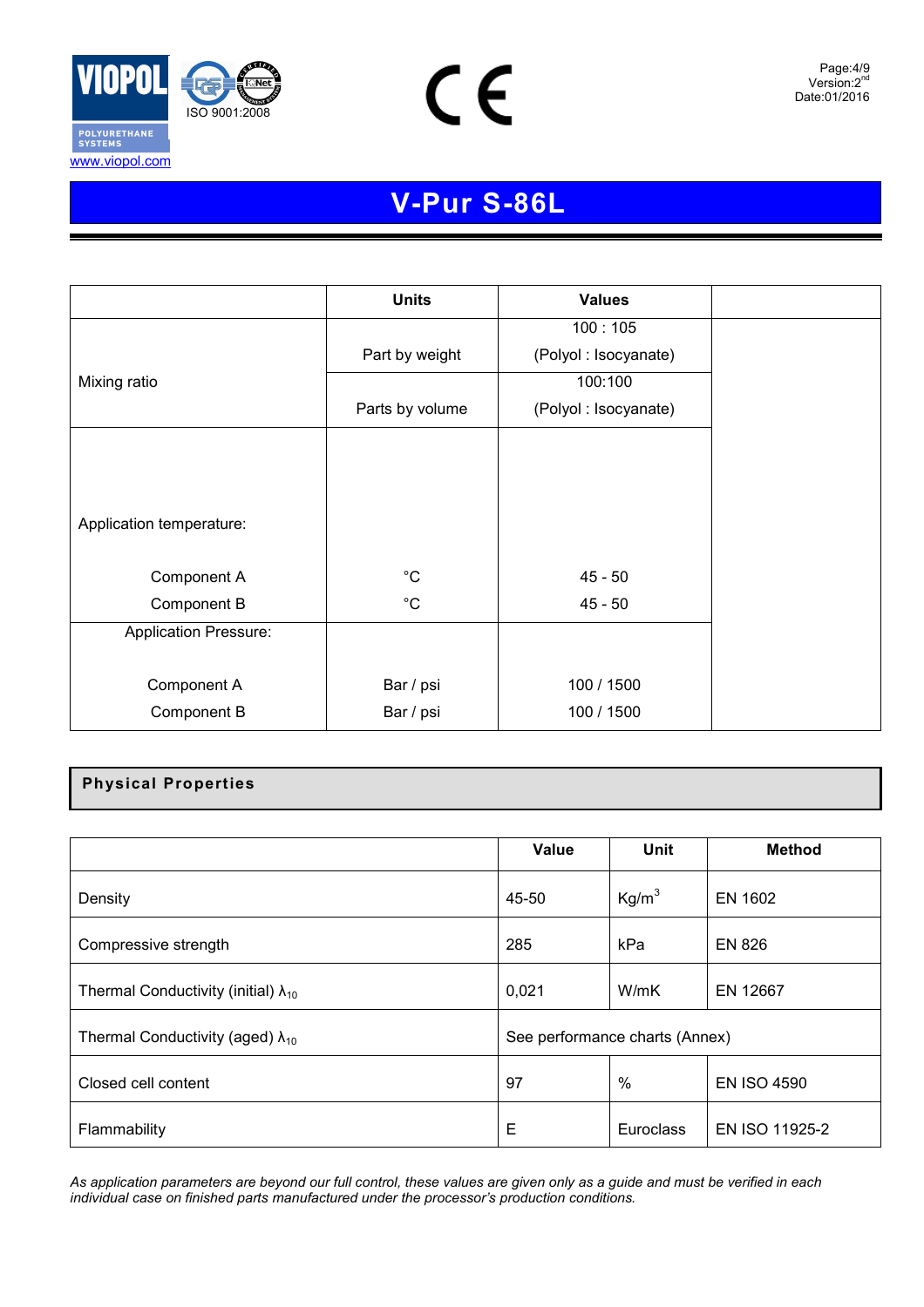# V-Pur S-86L

| | Units | Values | |
|---|---|---|---|
| Mixing ratio | Part by weight | 100 : 105 (Polyol : Isocyanate) | |
| | Parts by volume | 100:100 (Polyol : Isocyanate) | |
| Application temperature: | | | |
| Component A | °C | 45 - 50 | |
| Component B | °C | 45 - 50 | |
| Application Pressure: | | | |
| Component A | Bar / psi | 100 / 1500 | |
| Component B | Bar / psi | 100 / 1500 | |

## Physical Properties

| | Value | Unit | Method |
|---|---|---|---|
| Density | 45-50 | $Kg/m^3$ | EN 1602 |
| Compressive strength | 285 | kPa | EN 826 |
| Thermal Conductivity (initial) $\lambda_{10}$ | 0,021 | W/mK | EN 12667 |
| Thermal Conductivity (aged) $\lambda_{10}$ | See performance charts (Annex) | | |
| Closed cell content | 97 | % | EN ISO 4590 |
| Flammability | E | Euroclass | EN ISO 11925-2 |

*As application parameters are beyond our full control, these values are given only as a guide and must be verified in each individual case on finished parts manufactured under the processor's production conditions.*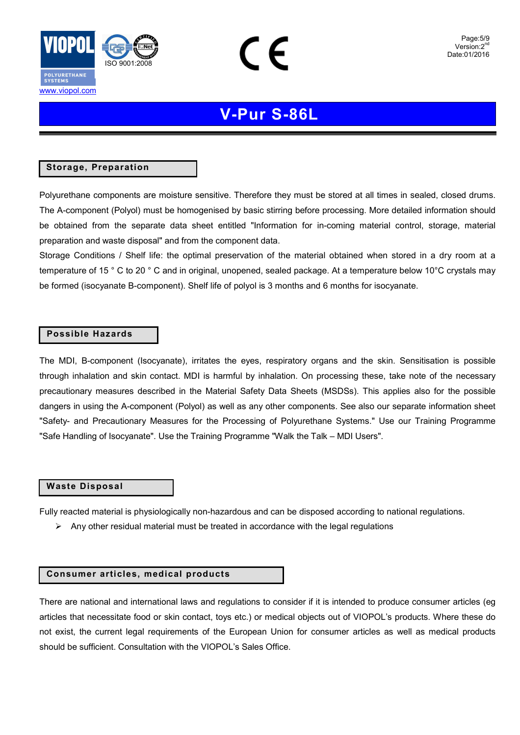// V-Pur S-86L

## Storage, Preparation

Polyurethane components are moisture sensitive. Therefore they must be stored at all times in sealed, closed drums. The A-component (Polyol) must be homogenised by basic stirring before processing. More detailed information should be obtained from the separate data sheet entitled "Information for in-coming material control, storage, material preparation and waste disposal" and from the component data.

Storage Conditions / Shelf life: the optimal preservation of the material obtained when stored in a dry room at a temperature of 15 ° C to 20 ° C and in original, unopened, sealed package. At a temperature below 10°C crystals may be formed (isocyanate B-component). Shelf life of polyol is 3 months and 6 months for isocyanate.

## Possible Hazards

The MDI, B-component (Isocyanate), irritates the eyes, respiratory organs and the skin. Sensitisation is possible through inhalation and skin contact. MDI is harmful by inhalation. On processing these, take note of the necessary precautionary measures described in the Material Safety Data Sheets (MSDSs). This applies also for the possible dangers in using the A-component (Polyol) as well as any other components. See also our separate information sheet "Safety- and Precautionary Measures for the Processing of Polyurethane Systems." Use our Training Programme "Safe Handling of Isocyanate". Use the Training Programme "Walk the Talk – MDI Users".

## Waste Disposal

Fully reacted material is physiologically non-hazardous and can be disposed according to national regulations.

- Any other residual material must be treated in accordance with the legal regulations

## Consumer articles, medical products

There are national and international laws and regulations to consider if it is intended to produce consumer articles (eg articles that necessitate food or skin contact, toys etc.) or medical objects out of VIOPOL's products. Where these do not exist, the current legal requirements of the European Union for consumer articles as well as medical products should be sufficient. Consultation with the VIOPOL's Sales Office.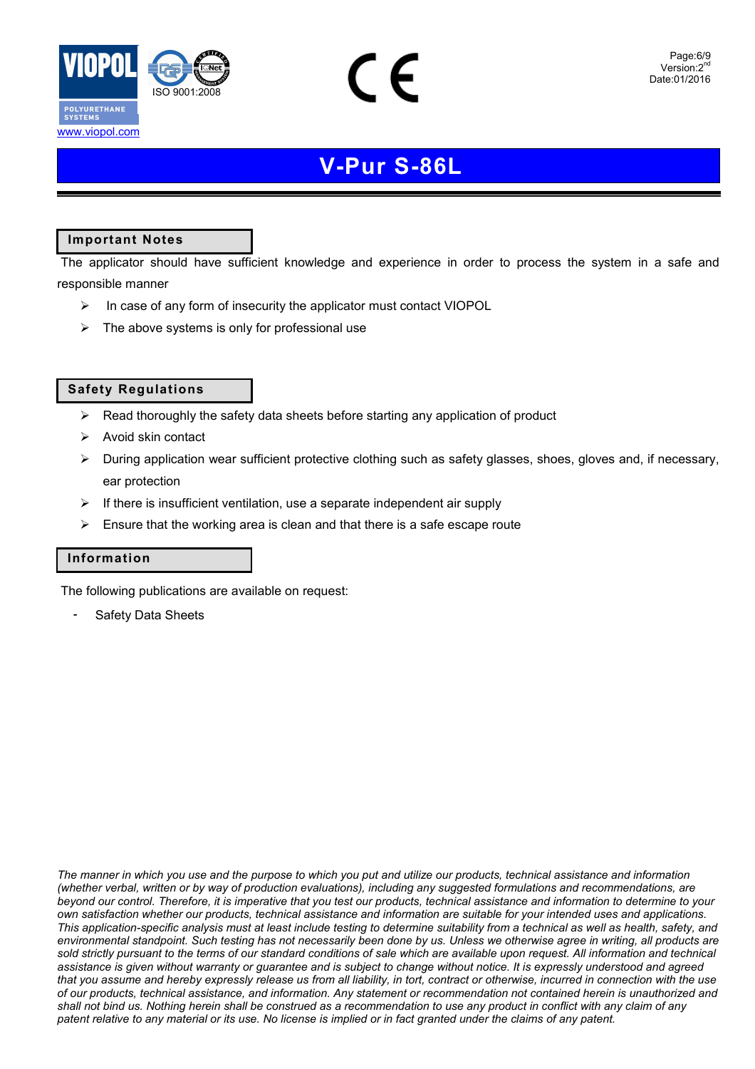# V-Pur S-86L

## Important Notes

The applicator should have sufficient knowledge and experience in order to process the system in a safe and responsible manner

- In case of any form of insecurity the applicator must contact VIOPOL
- The above systems is only for professional use

## Safety Regulations

- Read thoroughly the safety data sheets before starting any application of product
- Avoid skin contact
- During application wear sufficient protective clothing such as safety glasses, shoes, gloves and, if necessary, ear protection
- If there is insufficient ventilation, use a separate independent air supply
- Ensure that the working area is clean and that there is a safe escape route

## Information

The following publications are available on request:

- Safety Data Sheets

*The manner in which you use and the purpose to which you put and utilize our products, technical assistance and information (whether verbal, written or by way of production evaluations), including any suggested formulations and recommendations, are beyond our control. Therefore, it is imperative that you test our products, technical assistance and information to determine to your own satisfaction whether our products, technical assistance and information are suitable for your intended uses and applications. This application-specific analysis must at least include testing to determine suitability from a technical as well as health, safety, and environmental standpoint. Such testing has not necessarily been done by us. Unless we otherwise agree in writing, all products are sold strictly pursuant to the terms of our standard conditions of sale which are available upon request. All information and technical assistance is given without warranty or guarantee and is subject to change without notice. It is expressly understood and agreed that you assume and hereby expressly release us from all liability, in tort, contract or otherwise, incurred in connection with the use of our products, technical assistance, and information. Any statement or recommendation not contained herein is unauthorized and shall not bind us. Nothing herein shall be construed as a recommendation to use any product in conflict with any claim of any patent relative to any material or its use. No license is implied or in fact granted under the claims of any patent.*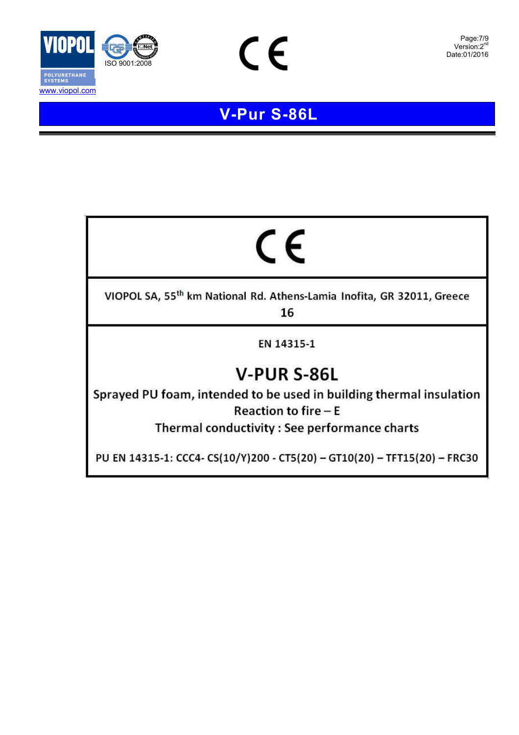# V-Pur S-86L

CE

VIOPOL SA, 55th km National Rd. Athens-Lamia Inofita, GR 32011, Greece

16

EN 14315-1

## V-PUR S-86L

Sprayed PU foam, intended to be used in building thermal insulation

Reaction to fire – E

Thermal conductivity : See performance charts

PU EN 14315-1: CCC4- CS(10/Y)200 - CT5(20) – GT10(20) – TFT15(20) – FRC30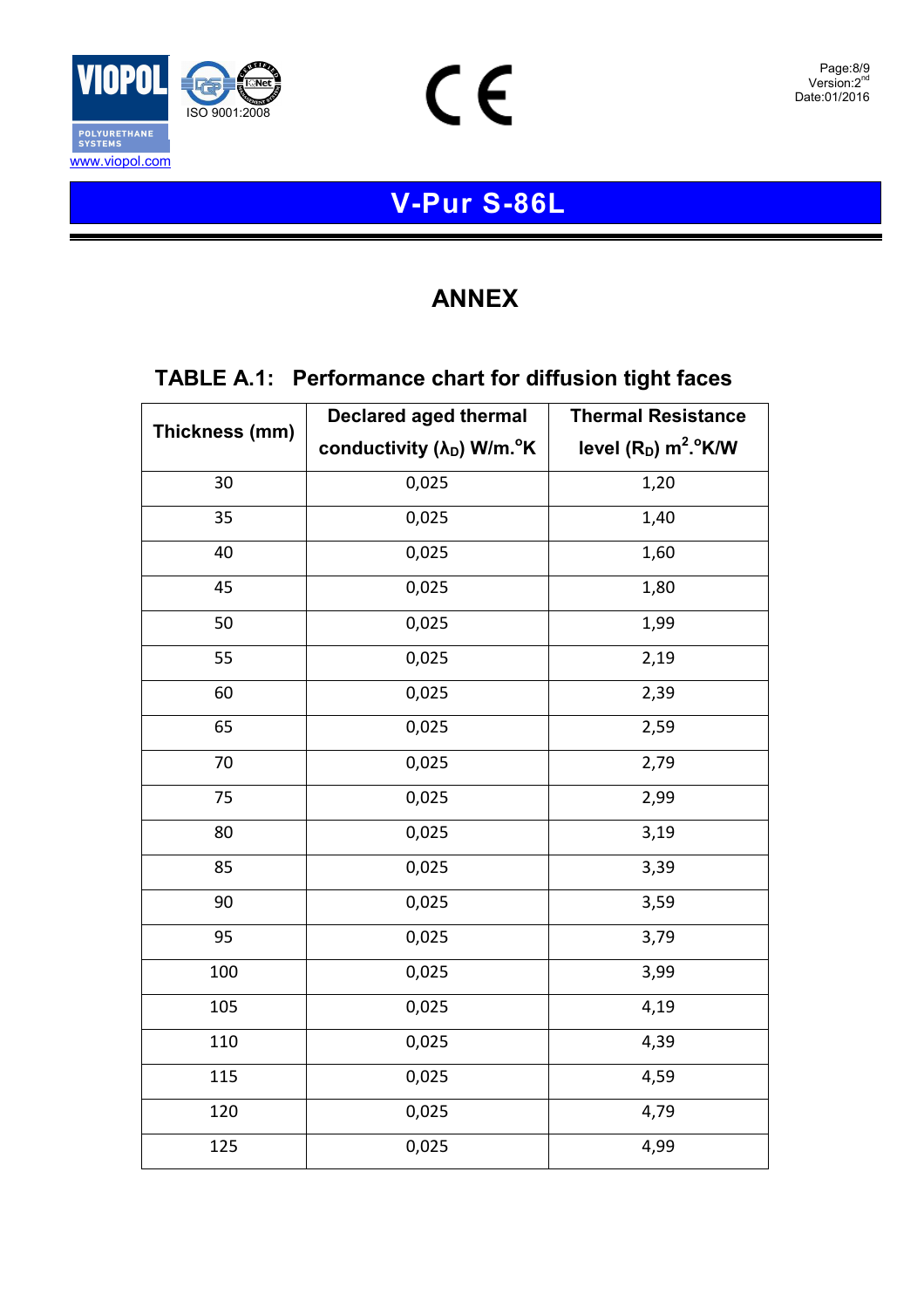# V-Pur S-86L

## ANNEX

### TABLE A.1: Performance chart for diffusion tight faces

| Thickness (mm) | Declared aged thermal conductivity ($\lambda_D$) W/m.°K | Thermal Resistance level ($R_D$) $m^2$.°K/W |
|---|---|---|
| 30 | 0,025 | 1,20 |
| 35 | 0,025 | 1,40 |
| 40 | 0,025 | 1,60 |
| 45 | 0,025 | 1,80 |
| 50 | 0,025 | 1,99 |
| 55 | 0,025 | 2,19 |
| 60 | 0,025 | 2,39 |
| 65 | 0,025 | 2,59 |
| 70 | 0,025 | 2,79 |
| 75 | 0,025 | 2,99 |
| 80 | 0,025 | 3,19 |
| 85 | 0,025 | 3,39 |
| 90 | 0,025 | 3,59 |
| 95 | 0,025 | 3,79 |
| 100 | 0,025 | 3,99 |
| 105 | 0,025 | 4,19 |
| 110 | 0,025 | 4,39 |
| 115 | 0,025 | 4,59 |
| 120 | 0,025 | 4,79 |
| 125 | 0,025 | 4,99 |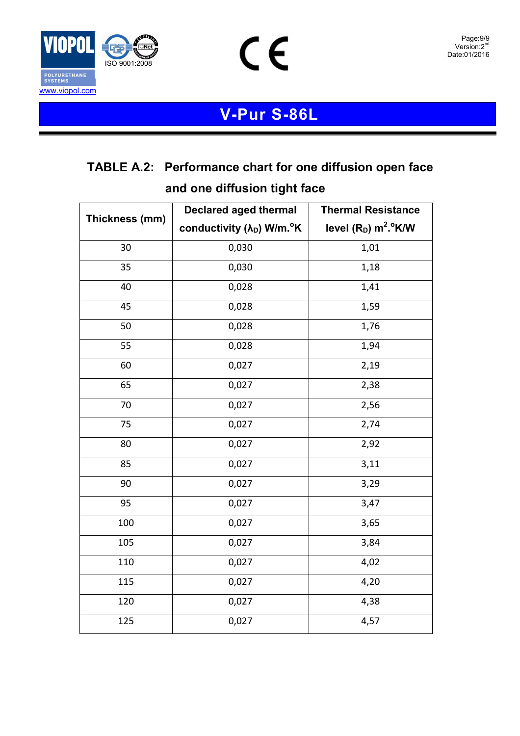# V-Pur S-86L

## TABLE A.2: Performance chart for one diffusion open face and one diffusion tight face

| Thickness (mm) | Declared aged thermal conductivity ($\lambda_D$) W/m.°K | Thermal Resistance level ($R_D$) m$^2$.°K/W |
|---|---|---|
| 30 | 0,030 | 1,01 |
| 35 | 0,030 | 1,18 |
| 40 | 0,028 | 1,41 |
| 45 | 0,028 | 1,59 |
| 50 | 0,028 | 1,76 |
| 55 | 0,028 | 1,94 |
| 60 | 0,027 | 2,19 |
| 65 | 0,027 | 2,38 |
| 70 | 0,027 | 2,56 |
| 75 | 0,027 | 2,74 |
| 80 | 0,027 | 2,92 |
| 85 | 0,027 | 3,11 |
| 90 | 0,027 | 3,29 |
| 95 | 0,027 | 3,47 |
| 100 | 0,027 | 3,65 |
| 105 | 0,027 | 3,84 |
| 110 | 0,027 | 4,02 |
| 115 | 0,027 | 4,20 |
| 120 | 0,027 | 4,38 |
| 125 | 0,027 | 4,57 |